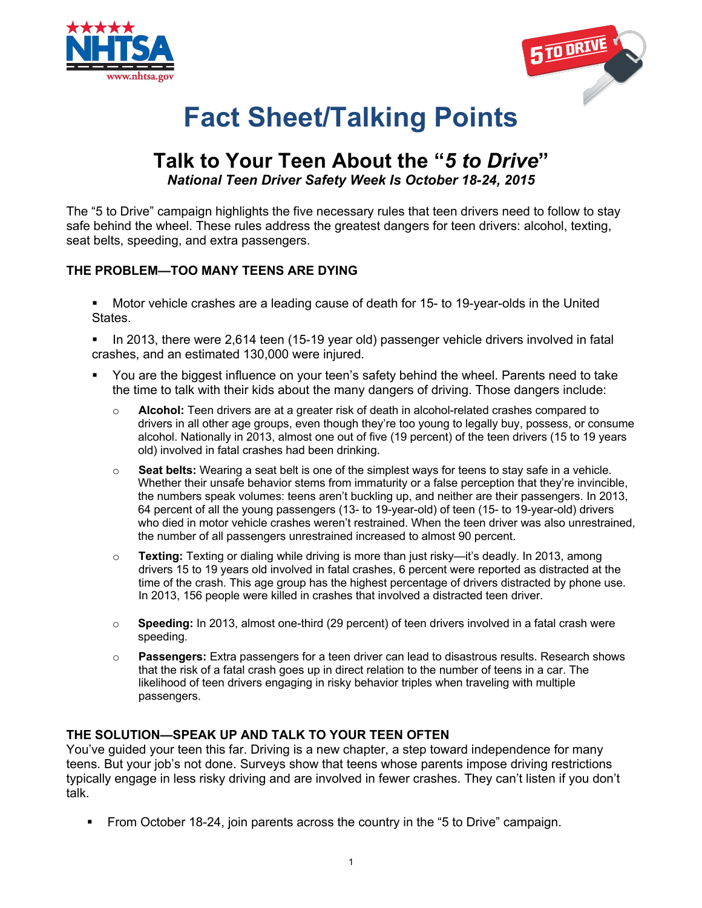# Fact Sheet/Talking Points

## Talk to Your Teen About the "*5 to Drive*"

***National Teen Driver Safety Week Is October 18-24, 2015***

The "5 to Drive" campaign highlights the five necessary rules that teen drivers need to follow to stay safe behind the wheel. These rules address the greatest dangers for teen drivers: alcohol, texting, seat belts, speeding, and extra passengers.

### THE PROBLEM—TOO MANY TEENS ARE DYING

- Motor vehicle crashes are a leading cause of death for 15- to 19-year-olds in the United States.
- In 2013, there were 2,614 teen (15-19 year old) passenger vehicle drivers involved in fatal crashes, and an estimated 130,000 were injured.
- You are the biggest influence on your teen's safety behind the wheel. Parents need to take the time to talk with their kids about the many dangers of driving. Those dangers include:
  - **Alcohol:** Teen drivers are at a greater risk of death in alcohol-related crashes compared to drivers in all other age groups, even though they're too young to legally buy, possess, or consume alcohol. Nationally in 2013, almost one out of five (19 percent) of the teen drivers (15 to 19 years old) involved in fatal crashes had been drinking.
  - **Seat belts:** Wearing a seat belt is one of the simplest ways for teens to stay safe in a vehicle. Whether their unsafe behavior stems from immaturity or a false perception that they're invincible, the numbers speak volumes: teens aren't buckling up, and neither are their passengers. In 2013, 64 percent of all the young passengers (13- to 19-year-old) of teen (15- to 19-year-old) drivers who died in motor vehicle crashes weren't restrained. When the teen driver was also unrestrained, the number of all passengers unrestrained increased to almost 90 percent.
  - **Texting:** Texting or dialing while driving is more than just risky—it's deadly. In 2013, among drivers 15 to 19 years old involved in fatal crashes, 6 percent were reported as distracted at the time of the crash. This age group has the highest percentage of drivers distracted by phone use. In 2013, 156 people were killed in crashes that involved a distracted teen driver.
  - **Speeding:** In 2013, almost one-third (29 percent) of teen drivers involved in a fatal crash were speeding.
  - **Passengers:** Extra passengers for a teen driver can lead to disastrous results. Research shows that the risk of a fatal crash goes up in direct relation to the number of teens in a car. The likelihood of teen drivers engaging in risky behavior triples when traveling with multiple passengers.

### THE SOLUTION—SPEAK UP AND TALK TO YOUR TEEN OFTEN

You've guided your teen this far. Driving is a new chapter, a step toward independence for many teens. But your job's not done. Surveys show that teens whose parents impose driving restrictions typically engage in less risky driving and are involved in fewer crashes. They can't listen if you don't talk.

- From October 18-24, join parents across the country in the "5 to Drive" campaign.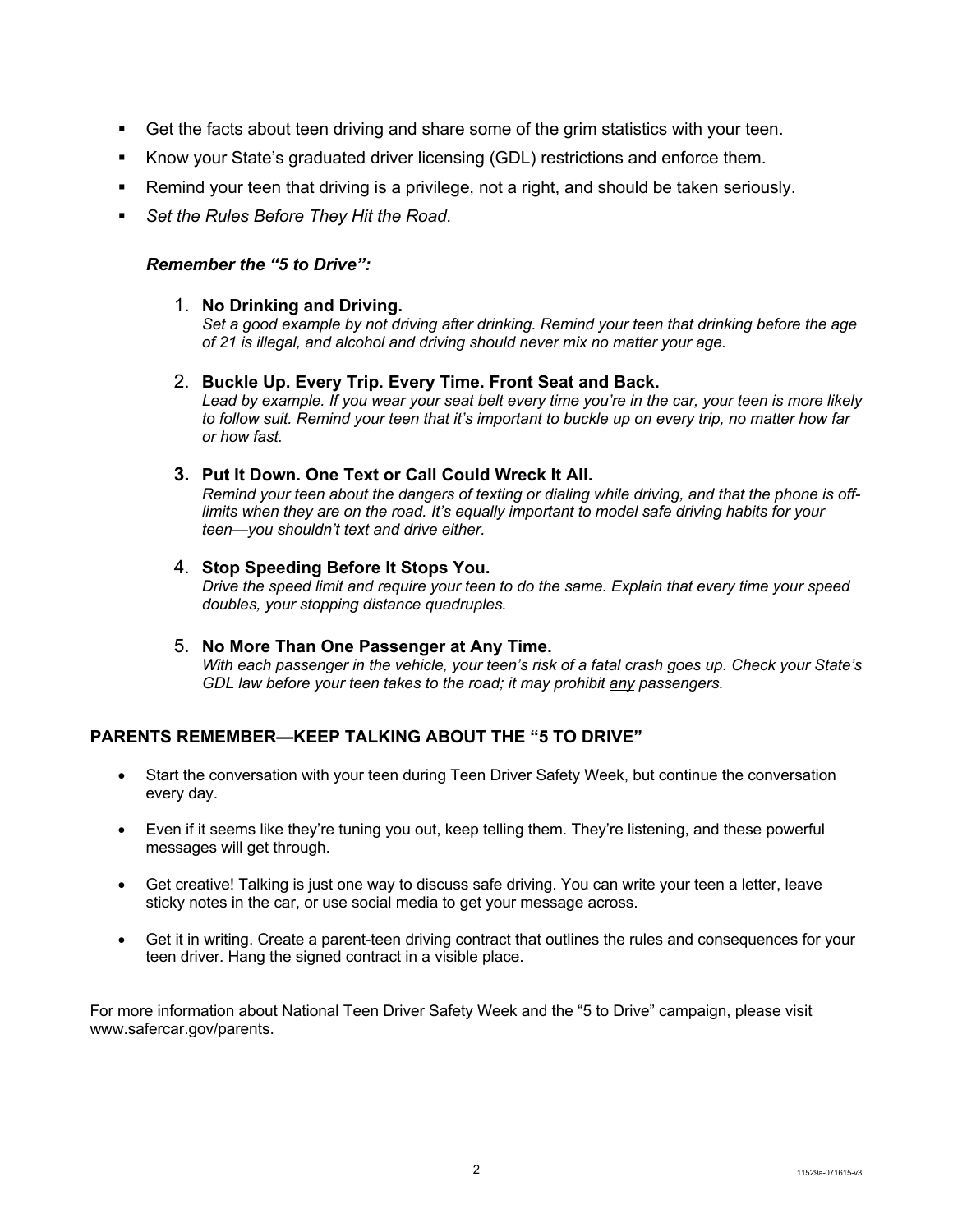- Get the facts about teen driving and share some of the grim statistics with your teen.
- Know your State's graduated driver licensing (GDL) restrictions and enforce them.
- Remind your teen that driving is a privilege, not a right, and should be taken seriously.
- *Set the Rules Before They Hit the Road.*

***Remember the "5 to Drive":***

1. **No Drinking and Driving.**
   *Set a good example by not driving after drinking. Remind your teen that drinking before the age of 21 is illegal, and alcohol and driving should never mix no matter your age.*

2. **Buckle Up. Every Trip. Every Time. Front Seat and Back.**
   *Lead by example. If you wear your seat belt every time you're in the car, your teen is more likely to follow suit. Remind your teen that it's important to buckle up on every trip, no matter how far or how fast.*

3. **Put It Down. One Text or Call Could Wreck It All.**
   *Remind your teen about the dangers of texting or dialing while driving, and that the phone is off-limits when they are on the road. It's equally important to model safe driving habits for your teen—you shouldn't text and drive either.*

4. **Stop Speeding Before It Stops You.**
   *Drive the speed limit and require your teen to do the same. Explain that every time your speed doubles, your stopping distance quadruples.*

5. **No More Than One Passenger at Any Time.**
   *With each passenger in the vehicle, your teen's risk of a fatal crash goes up. Check your State's GDL law before your teen takes to the road; it may prohibit <u>any</u> passengers.*

## PARENTS REMEMBER—KEEP TALKING ABOUT THE "5 TO DRIVE"

- Start the conversation with your teen during Teen Driver Safety Week, but continue the conversation every day.
- Even if it seems like they're tuning you out, keep telling them. They're listening, and these powerful messages will get through.
- Get creative! Talking is just one way to discuss safe driving. You can write your teen a letter, leave sticky notes in the car, or use social media to get your message across.
- Get it in writing. Create a parent-teen driving contract that outlines the rules and consequences for your teen driver. Hang the signed contract in a visible place.

For more information about National Teen Driver Safety Week and the "5 to Drive" campaign, please visit www.safercar.gov/parents.